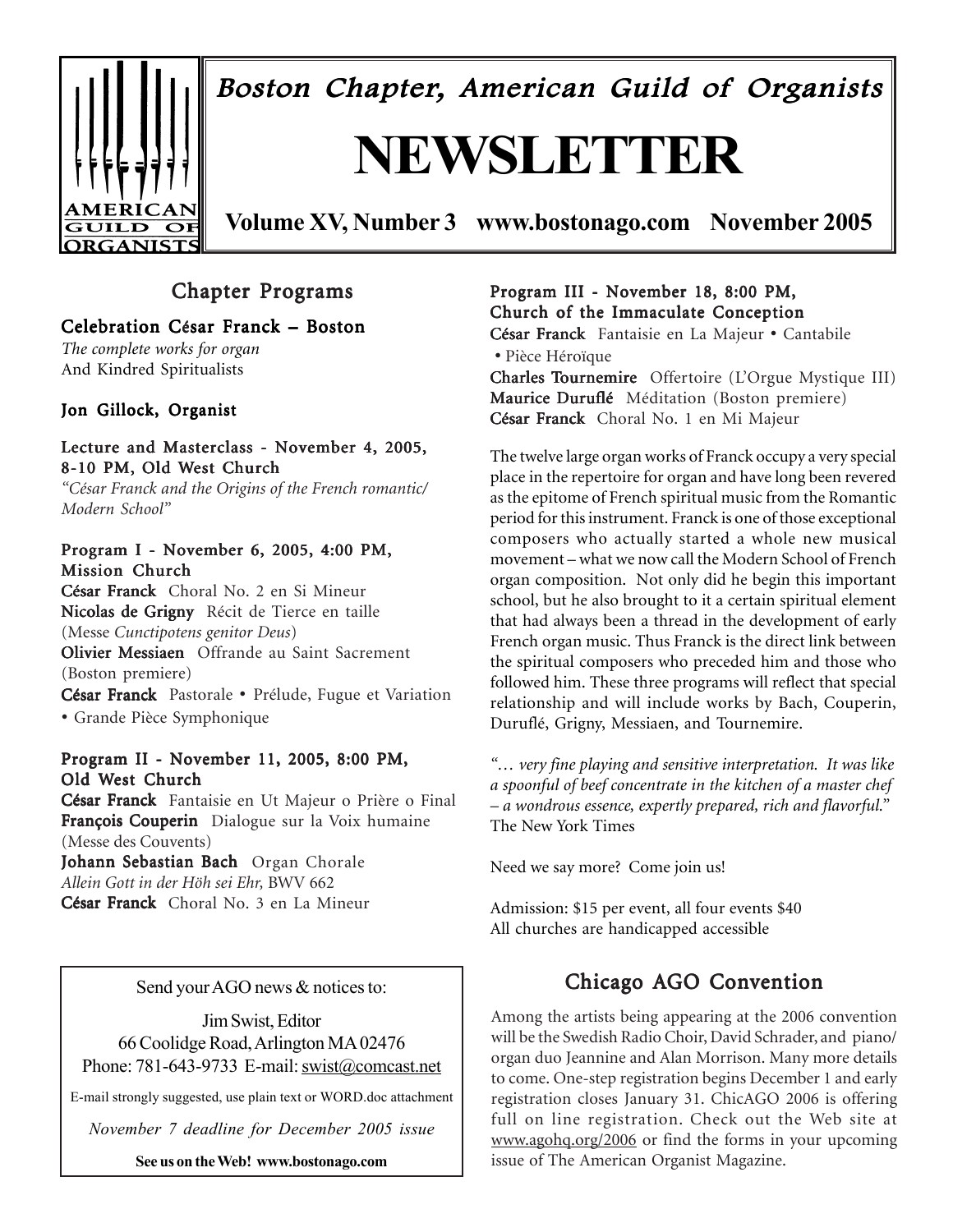# Boston Chapter, American Guild of Organists

# NEWSLETTER

**Volume XV, Number 3 www.bostonago.com November 2005**

## Chapter Programs

### Celebration César Franck – Boston

*The complete works for organ*
And Kindred Spiritualists

**Jon Gillock, Organist**

**Lecture and Masterclass - November 4, 2005, 8-10 PM, Old West Church**
*"César Franck and the Origins of the French romantic/ Modern School"*

**Program I - November 6, 2005, 4:00 PM, Mission Church**
**César Franck** Choral No. 2 en Si Mineur
**Nicolas de Grigny** Récit de Tierce en taille (Messe *Cunctipotens genitor Deus*)
**Olivier Messiaen** Offrande au Saint Sacrement (Boston premiere)
**César Franck** Pastorale • Prélude, Fugue et Variation • Grande Pièce Symphonique

**Program II - November 11, 2005, 8:00 PM, Old West Church**
**César Franck** Fantaisie en Ut Majeur o Prière o Final
**François Couperin** Dialogue sur la Voix humaine (Messe des Couvents)
**Johann Sebastian Bach** Organ Chorale *Allein Gott in der Höh sei Ehr,* BWV 662
**César Franck** Choral No. 3 en La Mineur

**Program III - November 18, 8:00 PM, Church of the Immaculate Conception**
**César Franck** Fantaisie en La Majeur • Cantabile • Pièce Héroïque
**Charles Tournemire** Offertoire (L'Orgue Mystique III)
**Maurice Duruflé** Méditation (Boston premiere)
**César Franck** Choral No. 1 en Mi Majeur

The twelve large organ works of Franck occupy a very special place in the repertoire for organ and have long been revered as the epitome of French spiritual music from the Romantic period for this instrument. Franck is one of those exceptional composers who actually started a whole new musical movement – what we now call the Modern School of French organ composition. Not only did he begin this important school, but he also brought to it a certain spiritual element that had always been a thread in the development of early French organ music. Thus Franck is the direct link between the spiritual composers who preceded him and those who followed him. These three programs will reflect that special relationship and will include works by Bach, Couperin, Duruflé, Grigny, Messiaen, and Tournemire.

*"… very fine playing and sensitive interpretation. It was like a spoonful of beef concentrate in the kitchen of a master chef – a wondrous essence, expertly prepared, rich and flavorful."*
The New York Times

Need we say more? Come join us!

Admission: $15 per event, all four events $40
All churches are handicapped accessible

---

Send your AGO news & notices to:

Jim Swist, Editor
66 Coolidge Road, Arlington MA 02476
Phone: 781-643-9733 E-mail: swist@comcast.net

E-mail strongly suggested, use plain text or WORD.doc attachment

*November 7 deadline for December 2005 issue*

**See us on the Web! www.bostonago.com**

---

## Chicago AGO Convention

Among the artists being appearing at the 2006 convention will be the Swedish Radio Choir, David Schrader, and piano/ organ duo Jeannine and Alan Morrison. Many more details to come. One-step registration begins December 1 and early registration closes January 31. ChicAGO 2006 is offering full on line registration. Check out the Web site at www.agohq.org/2006 or find the forms in your upcoming issue of The American Organist Magazine.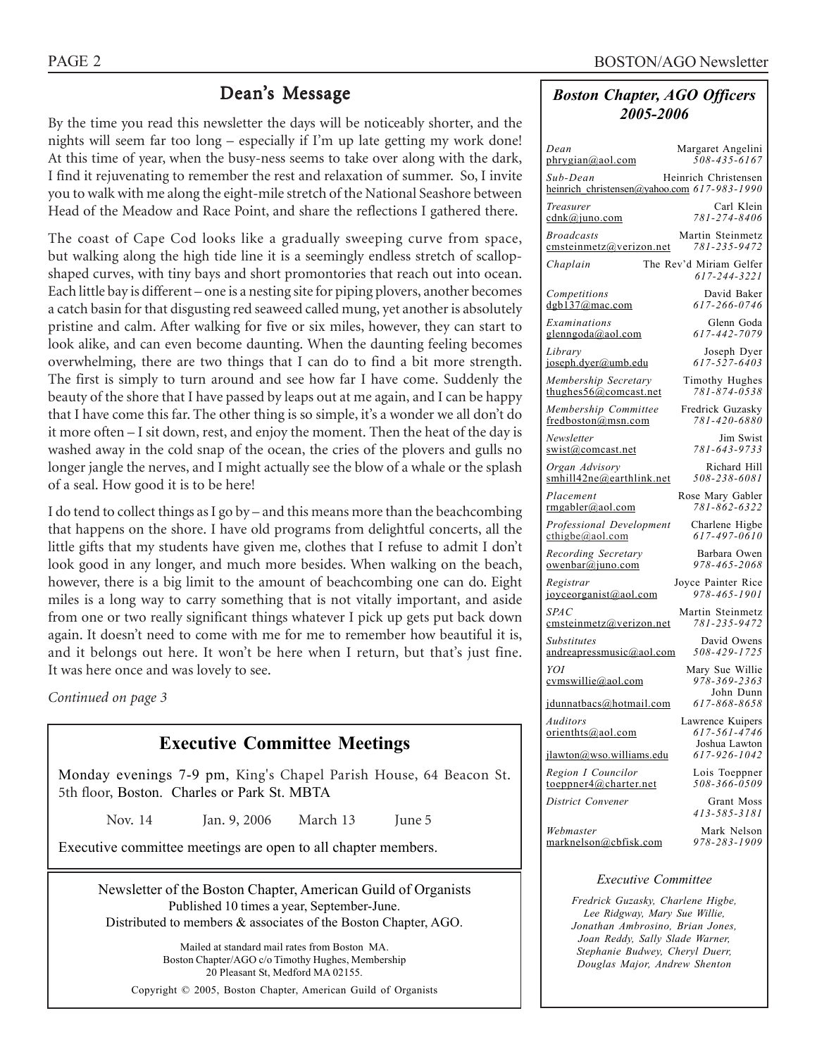## Dean's Message

By the time you read this newsletter the days will be noticeably shorter, and the nights will seem far too long – especially if I'm up late getting my work done! At this time of year, when the busy-ness seems to take over along with the dark, I find it rejuvenating to remember the rest and relaxation of summer. So, I invite you to walk with me along the eight-mile stretch of the National Seashore between Head of the Meadow and Race Point, and share the reflections I gathered there.

The coast of Cape Cod looks like a gradually sweeping curve from space, but walking along the high tide line it is a seemingly endless stretch of scallop-shaped curves, with tiny bays and short promontories that reach out into ocean. Each little bay is different – one is a nesting site for piping plovers, another becomes a catch basin for that disgusting red seaweed called mung, yet another is absolutely pristine and calm. After walking for five or six miles, however, they can start to look alike, and can even become daunting. When the daunting feeling becomes overwhelming, there are two things that I can do to find a bit more strength. The first is simply to turn around and see how far I have come. Suddenly the beauty of the shore that I have passed by leaps out at me again, and I can be happy that I have come this far. The other thing is so simple, it's a wonder we all don't do it more often – I sit down, rest, and enjoy the moment. Then the heat of the day is washed away in the cold snap of the ocean, the cries of the plovers and gulls no longer jangle the nerves, and I might actually see the blow of a whale or the splash of a seal. How good it is to be here!

I do tend to collect things as I go by – and this means more than the beachcombing that happens on the shore. I have old programs from delightful concerts, all the little gifts that my students have given me, clothes that I refuse to admit I don't look good in any longer, and much more besides. When walking on the beach, however, there is a big limit to the amount of beachcombing one can do. Eight miles is a long way to carry something that is not vitally important, and aside from one or two really significant things whatever I pick up gets put back down again. It doesn't need to come with me for me to remember how beautiful it is, and it belongs out here. It won't be here when I return, but that's just fine. It was here once and was lovely to see.

*Continued on page 3*

### Executive Committee Meetings

Monday evenings 7-9 pm, King's Chapel Parish House, 64 Beacon St. 5th floor, Boston. Charles or Park St. MBTA

Nov. 14 Jan. 9, 2006 March 13 June 5

Executive committee meetings are open to all chapter members.

Newsletter of the Boston Chapter, American Guild of Organists
Published 10 times a year, September-June.
Distributed to members & associates of the Boston Chapter, AGO.

Mailed at standard mail rates from Boston MA.
Boston Chapter/AGO c/o Timothy Hughes, Membership
20 Pleasant St, Medford MA 02155.

Copyright © 2005, Boston Chapter, American Guild of Organists

### *Boston Chapter, AGO Officers 2005-2006*

| Position | Name | Email | Phone |
|---|---|---|---|
| *Dean* | Margaret Angelini | phrygian@aol.com | *508-435-6167* |
| *Sub-Dean* | Heinrich Christensen | heinrich_christensen@yahoo.com | *617-983-1990* |
| *Treasurer* | Carl Klein | cdnk@juno.com | *781-274-8406* |
| *Broadcasts* | Martin Steinmetz | cmsteinmetz@verizon.net | *781-235-9472* |
| *Chaplain* | The Rev'd Miriam Gelfer | | *617-244-3221* |
| *Competitions* | David Baker | dgb137@mac.com | *617-266-0746* |
| *Examinations* | Glenn Goda | glenngoda@aol.com | *617-442-7079* |
| *Library* | Joseph Dyer | joseph.dyer@umb.edu | *617-527-6403* |
| *Membership Secretary* | Timothy Hughes | thughes56@comcast.net | *781-874-0538* |
| *Membership Committee* | Fredrick Guzasky | fredboston@msn.com | *781-420-6880* |
| *Newsletter* | Jim Swist | swist@comcast.net | *781-643-9733* |
| *Organ Advisory* | Richard Hill | smhill42ne@earthlink.net | *508-238-6081* |
| *Placement* | Rose Mary Gabler | rmgabler@aol.com | *781-862-6322* |
| *Professional Development* | Charlene Higbe | cthigbe@aol.com | *617-497-0610* |
| *Recording Secretary* | Barbara Owen | owenbar@juno.com | *978-465-2068* |
| *Registrar* | Joyce Painter Rice | joyceorganist@aol.com | *978-465-1901* |
| *SPAC* | Martin Steinmetz | cmsteinmetz@verizon.net | *781-235-9472* |
| *Substitutes* | David Owens | andreapressmusic@aol.com | *508-429-1725* |
| *YOI* | Mary Sue Willie | cvmswillie@aol.com | *978-369-2363* |
| | John Dunn | jdunnatbacs@hotmail.com | *617-868-8658* |
| *Auditors* | Lawrence Kuipers | orienthts@aol.com | *617-561-4746* |
| | Joshua Lawton | jlawton@wso.williams.edu | *617-926-1042* |
| *Region I Councilor* | Lois Toeppner | toeppner4@charter.net | *508-366-0509* |
| *District Convener* | Grant Moss | | *413-585-3181* |
| *Webmaster* | Mark Nelson | marknelson@cbfisk.com | *978-283-1909* |

*Executive Committee*

*Fredrick Guzasky, Charlene Higbe, Lee Ridgway, Mary Sue Willie, Jonathan Ambrosino, Brian Jones, Joan Reddy, Sally Slade Warner, Stephanie Budwey, Cheryl Duerr, Douglas Major, Andrew Shenton*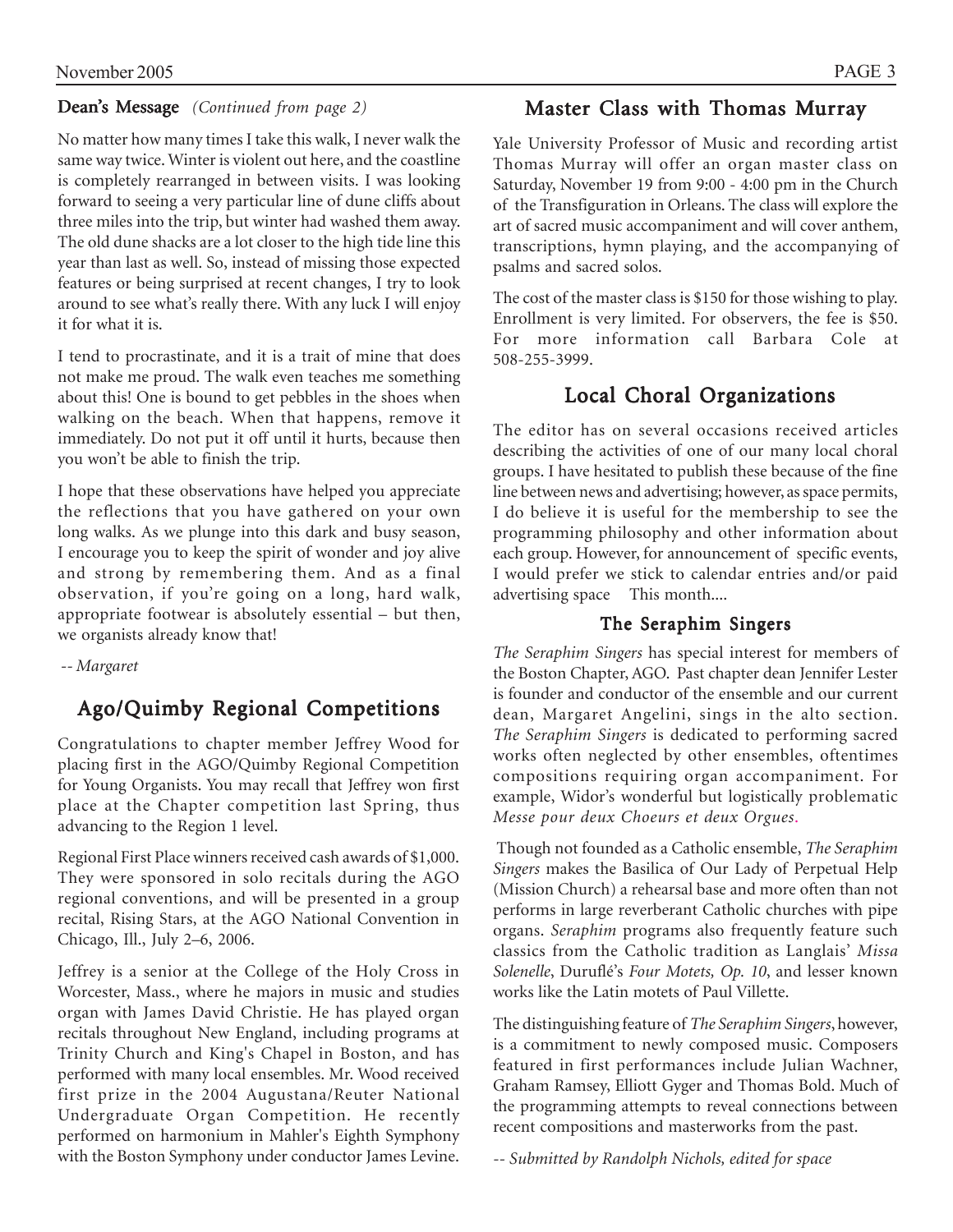**Dean's Message** *(Continued from page 2)*

No matter how many times I take this walk, I never walk the same way twice. Winter is violent out here, and the coastline is completely rearranged in between visits. I was looking forward to seeing a very particular line of dune cliffs about three miles into the trip, but winter had washed them away. The old dune shacks are a lot closer to the high tide line this year than last as well. So, instead of missing those expected features or being surprised at recent changes, I try to look around to see what's really there. With any luck I will enjoy it for what it is.

I tend to procrastinate, and it is a trait of mine that does not make me proud. The walk even teaches me something about this! One is bound to get pebbles in the shoes when walking on the beach. When that happens, remove it immediately. Do not put it off until it hurts, because then you won't be able to finish the trip.

I hope that these observations have helped you appreciate the reflections that you have gathered on your own long walks. As we plunge into this dark and busy season, I encourage you to keep the spirit of wonder and joy alive and strong by remembering them. And as a final observation, if you're going on a long, hard walk, appropriate footwear is absolutely essential – but then, we organists already know that!

*-- Margaret*

## Ago/Quimby Regional Competitions

Congratulations to chapter member Jeffrey Wood for placing first in the AGO/Quimby Regional Competition for Young Organists. You may recall that Jeffrey won first place at the Chapter competition last Spring, thus advancing to the Region 1 level.

Regional First Place winners received cash awards of $1,000. They were sponsored in solo recitals during the AGO regional conventions, and will be presented in a group recital, Rising Stars, at the AGO National Convention in Chicago, Ill., July 2–6, 2006.

Jeffrey is a senior at the College of the Holy Cross in Worcester, Mass., where he majors in music and studies organ with James David Christie. He has played organ recitals throughout New England, including programs at Trinity Church and King's Chapel in Boston, and has performed with many local ensembles. Mr. Wood received first prize in the 2004 Augustana/Reuter National Undergraduate Organ Competition. He recently performed on harmonium in Mahler's Eighth Symphony with the Boston Symphony under conductor James Levine.

## Master Class with Thomas Murray

Yale University Professor of Music and recording artist Thomas Murray will offer an organ master class on Saturday, November 19 from 9:00 - 4:00 pm in the Church of the Transfiguration in Orleans. The class will explore the art of sacred music accompaniment and will cover anthem, transcriptions, hymn playing, and the accompanying of psalms and sacred solos.

The cost of the master class is $150 for those wishing to play. Enrollment is very limited. For observers, the fee is $50. For more information call Barbara Cole at 508-255-3999.

## Local Choral Organizations

The editor has on several occasions received articles describing the activities of one of our many local choral groups. I have hesitated to publish these because of the fine line between news and advertising; however, as space permits, I do believe it is useful for the membership to see the programming philosophy and other information about each group. However, for announcement of specific events, I would prefer we stick to calendar entries and/or paid advertising space This month....

### The Seraphim Singers

*The Seraphim Singers* has special interest for members of the Boston Chapter, AGO. Past chapter dean Jennifer Lester is founder and conductor of the ensemble and our current dean, Margaret Angelini, sings in the alto section. *The Seraphim Singers* is dedicated to performing sacred works often neglected by other ensembles, oftentimes compositions requiring organ accompaniment. For example, Widor's wonderful but logistically problematic *Messe pour deux Choeurs et deux Orgues*.

Though not founded as a Catholic ensemble, *The Seraphim Singers* makes the Basilica of Our Lady of Perpetual Help (Mission Church) a rehearsal base and more often than not performs in large reverberant Catholic churches with pipe organs. *Seraphim* programs also frequently feature such classics from the Catholic tradition as Langlais' *Missa Solenelle*, Duruflé's *Four Motets, Op. 10*, and lesser known works like the Latin motets of Paul Villette.

The distinguishing feature of *The Seraphim Singers*, however, is a commitment to newly composed music. Composers featured in first performances include Julian Wachner, Graham Ramsey, Elliott Gyger and Thomas Bold. Much of the programming attempts to reveal connections between recent compositions and masterworks from the past.

*-- Submitted by Randolph Nichols, edited for space*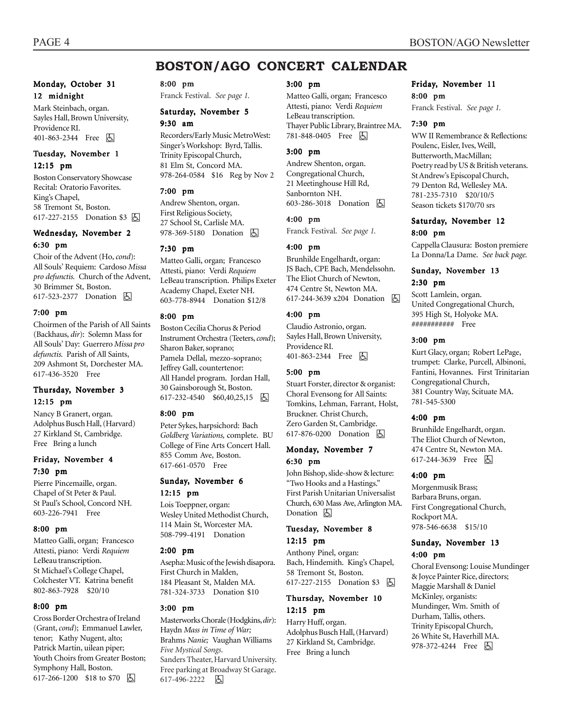# BOSTON/AGO CONCERT CALENDAR

### Monday, October 31

**12 midnight**

Mark Steinbach, organ. Sayles Hall, Brown University, Providence RI. 401-863-2344 Free ♿

### Tuesday, November 1

**12:15 pm**

Boston Conservatory Showcase Recital: Oratorio Favorites. King's Chapel, 58 Tremont St, Boston. 617-227-2155 Donation $3 ♿

### Wednesday, November 2

**6:30 pm**

Choir of the Advent (Ho, *cond*): All Souls' Requiem: Cardoso *Missa pro defunctis.* Church of the Advent, 30 Brimmer St, Boston. 617-523-2377 Donation ♿

**7:00 pm**

Choirmen of the Parish of All Saints (Backhaus, *dir*): Solemn Mass for All Souls' Day: Guerrero *Missa pro defunctis.* Parish of All Saints, 209 Ashmont St, Dorchester MA. 617-436-3520 Free

### Thursday, November 3

**12:15 pm**

Nancy B Granert, organ. Adolphus Busch Hall, (Harvard) 27 Kirkland St, Cambridge. Free Bring a lunch

### Friday, November 4

**7:30 pm**

Pierre Pincemaille, organ. Chapel of St Peter & Paul. St Paul's School, Concord NH. 603-226-7941 Free

**8:00 pm**

Matteo Galli, organ; Francesco Attesti, piano: Verdi *Requiem* LeBeau transcription. St Michael's College Chapel, Colchester VT. Katrina benefit 802-863-7928 $20/10

**8:00 pm**

Cross Border Orchestra of Ireland (Grant, *cond*); Emmanuel Lawler, tenor; Kathy Nugent, alto; Patrick Martin, uilean piper; Youth Choirs from Greater Boston; Symphony Hall, Boston. 617-266-1200 $18 to $70 ♿

**8:00 pm**

Franck Festival. *See page 1.*

### Saturday, November 5

**9:30 am**

Recorders/Early Music MetroWest: Singer's Workshop: Byrd, Tallis. Trinity Episcopal Church, 81 Elm St, Concord MA. 978-264-0584 $16 Reg by Nov 2

**7:00 pm**

Andrew Shenton, organ. First Religious Society, 27 School St, Carlisle MA. 978-369-5180 Donation ♿

**7:30 pm**

Matteo Galli, organ; Francesco Attesti, piano: Verdi *Requiem* LeBeau transcription. Philips Exeter Academy Chapel, Exeter NH. 603-778-8944 Donation $12/8

**8:00 pm**

Boston Cecilia Chorus & Period Instrument Orchestra (Teeters, *cond*); Sharon Baker, soprano; Pamela Dellal, mezzo-soprano; Jeffrey Gall, countertenor: All Handel program. Jordan Hall, 30 Gainsborough St, Boston. 617-232-4540 $60,40,25,15 ♿

**8:00 pm**

Peter Sykes, harpsichord: Bach *Goldberg Variations,* complete. BU College of Fine Arts Concert Hall. 855 Comm Ave, Boston. 617-661-0570 Free

### Sunday, November 6

**12:15 pm**

Lois Toeppner, organ: Wesley United Methodist Church, 114 Main St, Worcester MA. 508-799-4191 Donation

**2:00 pm**

Asepha: Music of the Jewish disapora. First Church in Malden, 184 Pleasant St, Malden MA. 781-324-3733 Donation $10

**3:00 pm**

Masterworks Chorale (Hodgkins, *dir*): Haydn *Mass in Time of War;* Brahms *Nanie;* Vaughan Williams *Five Mystical Songs.* Sanders Theater, Harvard University. Free parking at Broadway St Garage. 617-496-2222 ♿

**3:00 pm**

Matteo Galli, organ; Francesco Attesti, piano: Verdi *Requiem* LeBeau transcription. Thayer Public Library, Braintree MA. 781-848-0405 Free ♿

**3:00 pm**

Andrew Shenton, organ. Congregational Church, 21 Meetinghouse Hill Rd, Sanbornton NH. 603-286-3018 Donation ♿

**4:00 pm**

Franck Festival. *See page 1.*

**4:00 pm**

Brunhilde Engelhardt, organ: JS Bach, CPE Bach, Mendelssohn. The Eliot Church of Newton, 474 Centre St, Newton MA. 617-244-3639 x204 Donation ♿

**4:00 pm**

Claudio Astronio, organ. Sayles Hall, Brown University, Providence RI. 401-863-2344 Free ♿

**5:00 pm**

Stuart Forster, director & organist: Choral Evensong for All Saints: Tomkins, Lehman, Farrant, Holst, Bruckner. Christ Church, Zero Garden St, Cambridge. 617-876-0200 Donation ♿

### Monday, November 7

**6:30 pm**

John Bishop, slide-show & lecture: "Two Hooks and a Hastings." First Parish Unitarian Universalist Church, 630 Mass Ave, Arlington MA. Donation ♿

### Tuesday, November 8

**12:15 pm**

Anthony Pinel, organ: Bach, Hindemith. King's Chapel, 58 Tremont St, Boston. 617-227-2155 Donation $3 ♿

### Thursday, November 10

**12:15 pm**

Harry Huff, organ. Adolphus Busch Hall, (Harvard) 27 Kirkland St, Cambridge. Free Bring a lunch

### Friday, November 11

**8:00 pm**

Franck Festival. *See page 1.*

**7:30 pm**

WW II Remembrance & Reflections: Poulenc, Eisler, Ives, Weill, Butterworth, MacMillan; Poetry read by US & British veterans. St Andrew's Episcopal Church, 79 Denton Rd, Wellesley MA. 781-235-7310 $20/10/5 Season tickets $170/70 srs

### Saturday, November 12

**8:00 pm**

Cappella Clausura: Boston premiere La Donna/La Dame. *See back page.*

### Sunday, November 13

**2:30 pm**

Scott Lamlein, organ. United Congregational Church, 395 High St, Holyoke MA. ########### Free

**3:00 pm**

Kurt Glacy, organ; Robert LePage, trumpet: Clarke, Purcell, Albinoni, Fantini, Hovannes. First Trinitarian Congregational Church, 381 Country Way, Scituate MA. 781-545-5300

**4:00 pm**

Brunhilde Engelhardt, organ. The Eliot Church of Newton, 474 Centre St, Newton MA. 617-244-3639 Free ♿

**4:00 pm**

Morgenmusik Brass; Barbara Bruns, organ. First Congregational Church, Rockport MA. 978-546-6638 $15/10

### Sunday, November 13

**4:00 pm**

Choral Evensong: Louise Mundinger & Joyce Painter Rice, directors; Maggie Marshall & Daniel McKinley, organists: Mundinger, Wm. Smith of Durham, Tallis, others. Trinity Episcopal Church, 26 White St, Haverhill MA. 978-372-4244 Free ♿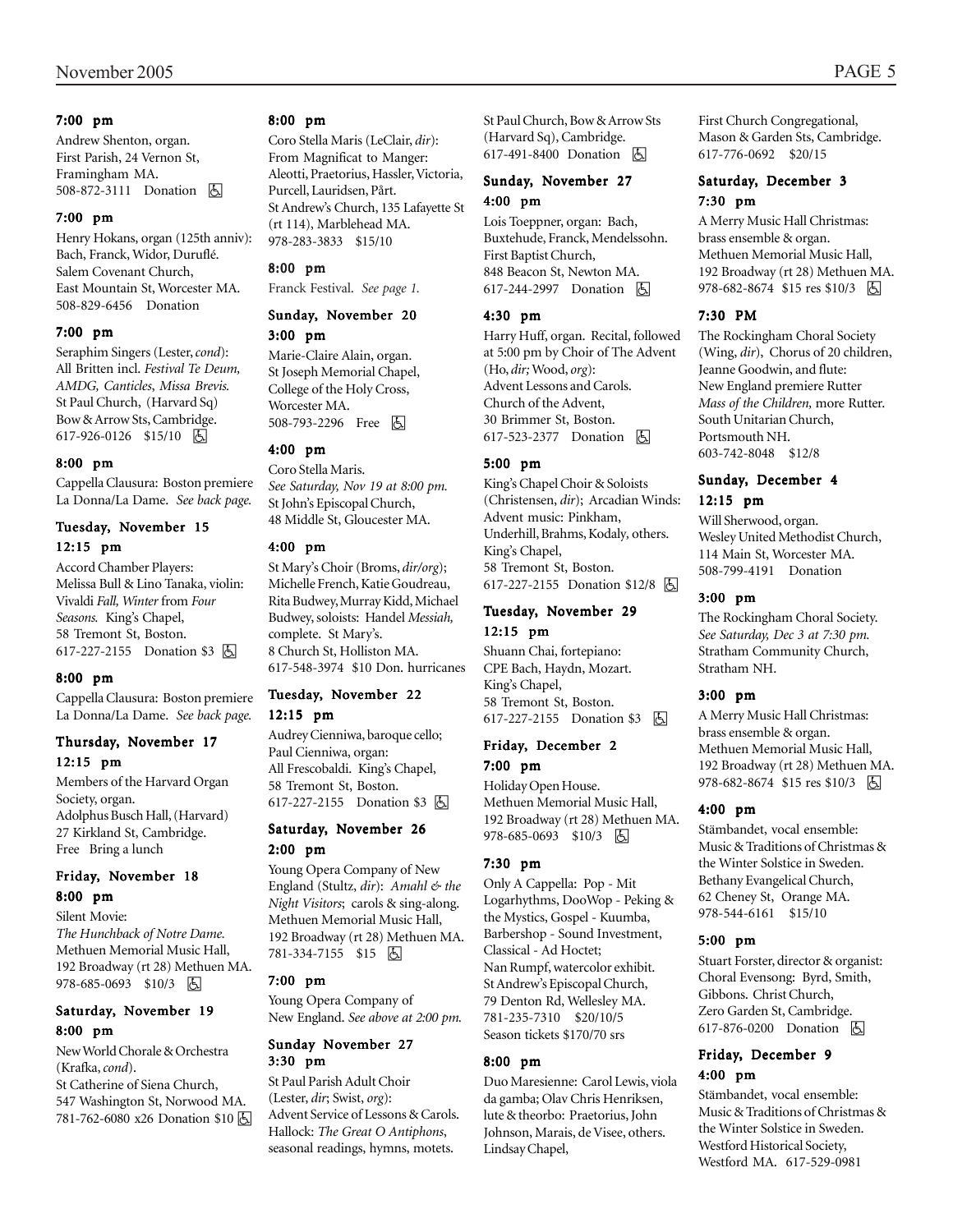**7:00 pm**

Andrew Shenton, organ.
First Parish, 24 Vernon St, Framingham MA.
508-872-3111 Donation ♿

**7:00 pm**

Henry Hokans, organ (125th anniv): Bach, Franck, Widor, Duruflé.
Salem Covenant Church, East Mountain St, Worcester MA.
508-829-6456 Donation

**7:00 pm**

Seraphim Singers (Lester, *cond*): All Britten incl. *Festival Te Deum, AMDG, Canticles*, *Missa Brevis.*
St Paul Church, (Harvard Sq) Bow & Arrow Sts, Cambridge.
617-926-0126 $15/10 ♿

**8:00 pm**

Cappella Clausura: Boston premiere La Donna/La Dame. *See back page.*

### Tuesday, November 15

**12:15 pm**

Accord Chamber Players: Melissa Bull & Lino Tanaka, violin: Vivaldi *Fall, Winter* from *Four Seasons.* King's Chapel, 58 Tremont St, Boston.
617-227-2155 Donation $3 ♿

**8:00 pm**

Cappella Clausura: Boston premiere La Donna/La Dame. *See back page.*

### Thursday, November 17

**12:15 pm**

Members of the Harvard Organ Society, organ.
Adolphus Busch Hall, (Harvard) 27 Kirkland St, Cambridge.
Free Bring a lunch

### Friday, November 18

**8:00 pm**

Silent Movie:
*The Hunchback of Notre Dame.*
Methuen Memorial Music Hall, 192 Broadway (rt 28) Methuen MA.
978-685-0693 $10/3 ♿

### Saturday, November 19

**8:00 pm**

New World Chorale & Orchestra (Krafka, *cond*).
St Catherine of Siena Church, 547 Washington St, Norwood MA.
781-762-6080 x26 Donation $10 ♿

**8:00 pm**

Coro Stella Maris (LeClair, *dir*): From Magnificat to Manger: Aleotti, Praetorius, Hassler, Victoria, Purcell, Lauridsen, Pårt.
St Andrew's Church, 135 Lafayette St (rt 114), Marblehead MA.
978-283-3833 $15/10

**8:00 pm**

Franck Festival. *See page 1.*

### Sunday, November 20

**3:00 pm**

Marie-Claire Alain, organ.
St Joseph Memorial Chapel, College of the Holy Cross, Worcester MA.
508-793-2296 Free ♿

**4:00 pm**

Coro Stella Maris.
*See Saturday, Nov 19 at 8:00 pm.*
St John's Episcopal Church, 48 Middle St, Gloucester MA.

**4:00 pm**

St Mary's Choir (Broms, *dir/org*); Michelle French, Katie Goudreau, Rita Budwey, Murray Kidd, Michael Budwey, soloists: Handel *Messiah,* complete. St Mary's.
8 Church St, Holliston MA.
617-548-3974 $10 Don. hurricanes

### Tuesday, November 22

**12:15 pm**

Audrey Cienniwa, baroque cello; Paul Cienniwa, organ: All Frescobaldi. King's Chapel, 58 Tremont St, Boston.
617-227-2155 Donation $3 ♿

### Saturday, November 26

**2:00 pm**

Young Opera Company of New England (Stultz, *dir*): *Amahl & the Night Visitors*; carols & sing-along.
Methuen Memorial Music Hall, 192 Broadway (rt 28) Methuen MA.
781-334-7155 $15 ♿

**7:00 pm**

Young Opera Company of New England. *See above at 2:00 pm.*

### Sunday November 27

**3:30 pm**

St Paul Parish Adult Choir (Lester, *dir*; Swist, *org*): Advent Service of Lessons & Carols. Hallock: *The Great O Antiphons*, seasonal readings, hymns, motets.
St Paul Church, Bow & Arrow Sts (Harvard Sq), Cambridge.
617-491-8400 Donation ♿

### Sunday, November 27

**4:00 pm**

Lois Toeppner, organ: Bach, Buxtehude, Franck, Mendelssohn.
First Baptist Church, 848 Beacon St, Newton MA.
617-244-2997 Donation ♿

**4:30 pm**

Harry Huff, organ. Recital, followed at 5:00 pm by Choir of The Advent (Ho, *dir;* Wood, *org*): Advent Lessons and Carols.
Church of the Advent, 30 Brimmer St, Boston.
617-523-2377 Donation ♿

**5:00 pm**

King's Chapel Choir & Soloists (Christensen, *dir*); Arcadian Winds: Advent music: Pinkham, Underhill, Brahms, Kodaly, others.
King's Chapel, 58 Tremont St, Boston.
617-227-2155 Donation $12/8 ♿

### Tuesday, November 29

**12:15 pm**

Shuann Chai, fortepiano: CPE Bach, Haydn, Mozart.
King's Chapel, 58 Tremont St, Boston.
617-227-2155 Donation $3 ♿

### Friday, December 2

**7:00 pm**

Holiday Open House.
Methuen Memorial Music Hall, 192 Broadway (rt 28) Methuen MA.
978-685-0693 $10/3 ♿

**7:30 pm**

Only A Cappella: Pop - Mit Logarhythms, DooWop - Peking & the Mystics, Gospel - Kuumba, Barbershop - Sound Investment, Classical - Ad Hoctet; Nan Rumpf, watercolor exhibit.
St Andrew's Episcopal Church, 79 Denton Rd, Wellesley MA.
781-235-7310 $20/10/5
Season tickets $170/70 srs

**8:00 pm**

Duo Maresienne: Carol Lewis, viola da gamba; Olav Chris Henriksen, lute & theorbo: Praetorius, John Johnson, Marais, de Visee, others.
Lindsay Chapel, First Church Congregational, Mason & Garden Sts, Cambridge.
617-776-0692 $20/15

### Saturday, December 3

**7:30 pm**

A Merry Music Hall Christmas: brass ensemble & organ.
Methuen Memorial Music Hall, 192 Broadway (rt 28) Methuen MA.
978-682-8674 $15 res $10/3 ♿

**7:30 PM**

The Rockingham Choral Society (Wing, *dir*), Chorus of 20 children, Jeanne Goodwin, and flute: New England premiere Rutter *Mass of the Children,* more Rutter.
South Unitarian Church, Portsmouth NH.
603-742-8048 $12/8

### Sunday, December 4

**12:15 pm**

Will Sherwood, organ.
Wesley United Methodist Church, 114 Main St, Worcester MA.
508-799-4191 Donation

**3:00 pm**

The Rockingham Choral Society.
*See Saturday, Dec 3 at 7:30 pm.*
Stratham Community Church, Stratham NH.

**3:00 pm**

A Merry Music Hall Christmas: brass ensemble & organ.
Methuen Memorial Music Hall, 192 Broadway (rt 28) Methuen MA.
978-682-8674 $15 res $10/3 ♿

**4:00 pm**

Stämbandet, vocal ensemble: Music & Traditions of Christmas & the Winter Solstice in Sweden.
Bethany Evangelical Church, 62 Cheney St, Orange MA.
978-544-6161 $15/10

**5:00 pm**

Stuart Forster, director & organist: Choral Evensong: Byrd, Smith, Gibbons. Christ Church, Zero Garden St, Cambridge.
617-876-0200 Donation ♿

### Friday, December 9

**4:00 pm**

Stämbandet, vocal ensemble: Music & Traditions of Christmas & the Winter Solstice in Sweden.
Westford Historical Society, Westford MA. 617-529-0981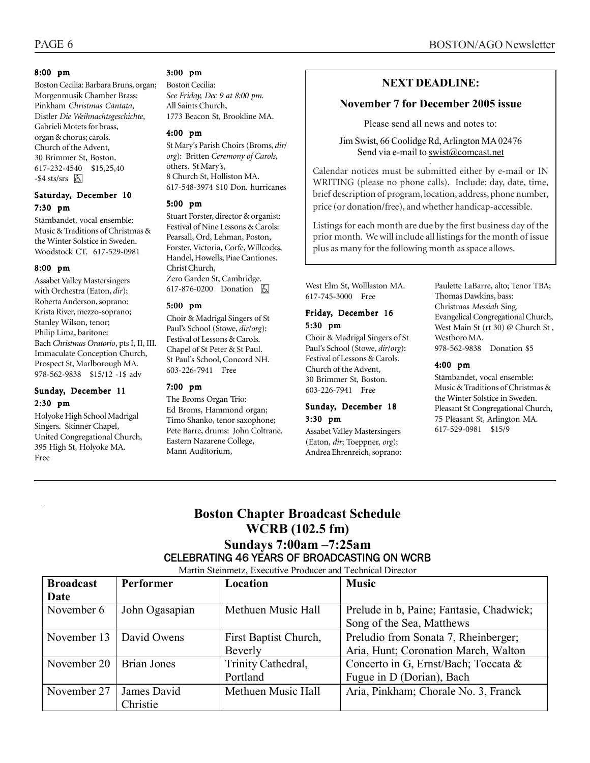**8:00 pm**

Boston Cecilia: Barbara Bruns, organ; Morgenmusik Chamber Brass: Pinkham *Christmas Cantata*, Distler *Die Weihnachtsgeschichte*, Gabrieli Motets for brass, organ & chorus; carols. Church of the Advent, 30 Brimmer St, Boston. 617-232-4540 $15,25,40 -$4 sts/srs ♿

### Saturday, December 10

**7:30 pm**

Stämbandet, vocal ensemble: Music & Traditions of Christmas & the Winter Solstice in Sweden. Woodstock CT. 617-529-0981

**8:00 pm**

Assabet Valley Mastersingers with Orchestra (Eaton, *dir*); Roberta Anderson, soprano: Krista River, mezzo-soprano; Stanley Wilson, tenor; Philip Lima, baritone: Bach *Christmas Oratorio*, pts I, II, III. Immaculate Conception Church, Prospect St, Marlborough MA. 978-562-9838 $15/12 -1$ adv

### Sunday, December 11

**2:30 pm**

Holyoke High School Madrigal Singers. Skinner Chapel, United Congregational Church, 395 High St, Holyoke MA. Free

**3:00 pm**

Boston Cecilia: *See Friday, Dec 9 at 8:00 pm.* All Saints Church, 1773 Beacon St, Brookline MA.

**4:00 pm**

St Mary's Parish Choirs (Broms, *dir/org*): Britten *Ceremony of Carols,* others. St Mary's, 8 Church St, Holliston MA. 617-548-3974 $10 Don. hurricanes

**5:00 pm**

Stuart Forster, director & organist: Festival of Nine Lessons & Carols: Pearsall, Ord, Lehman, Poston, Forster, Victoria, Corfe, Willcocks, Handel, Howells, Piae Cantiones. Christ Church, Zero Garden St, Cambridge. 617-876-0200 Donation ♿

**5:00 pm**

Choir & Madrigal Singers of St Paul's School (Stowe, *dir/org*): Festival of Lessons & Carols. Chapel of St Peter & St Paul. St Paul's School, Concord NH. 603-226-7941 Free

**7:00 pm**

The Broms Organ Trio: Ed Broms, Hammond organ; Timo Shanko, tenor saxophone; Pete Barre, drums: John Coltrane. Eastern Nazarene College, Mann Auditorium, West Elm St, Wolllaston MA. 617-745-3000 Free

### Friday, December 16

**5:30 pm**

Choir & Madrigal Singers of St Paul's School (Stowe, *dir/org*): Festival of Lessons & Carols. Church of the Advent, 30 Brimmer St, Boston. 603-226-7941 Free

### Sunday, December 18

**3:30 pm**

Assabet Valley Mastersingers (Eaton, *dir*; Toeppner, *org*); Andrea Ehrenreich, soprano: Paulette LaBarre, alto; Tenor TBA; Thomas Dawkins, bass: Christmas *Messiah* Sing. Evangelical Congregational Church, West Main St (rt 30) @ Church St , Westboro MA. 978-562-9838 Donation $5

**4:00 pm**

Stämbandet, vocal ensemble: Music & Traditions of Christmas & the Winter Solstice in Sweden. Pleasant St Congregational Church, 75 Pleasant St, Arlington MA. 617-529-0981 $15/9

---

**NEXT DEADLINE:**

**November 7 for December 2005 issue**

Please send all news and notes to:

Jim Swist, 66 Coolidge Rd, Arlington MA 02476
Send via e-mail to swist@comcast.net

Calendar notices must be submitted either by e-mail or IN WRITING (please no phone calls). Include: day, date, time, brief description of program, location, address, phone number, price (or donation/free), and whether handicap-accessible.

Listings for each month are due by the first business day of the prior month. We will include all listings for the month of issue plus as many for the following month as space allows.

---

## Boston Chapter Broadcast Schedule
## WCRB (102.5 fm)
## Sundays 7:00am –7:25am

CELEBRATING 46 YEARS OF BROADCASTING ON WCRB

Martin Steinmetz, Executive Producer and Technical Director

| Broadcast Date | Performer | Location | Music |
|---|---|---|---|
| November 6 | John Ogasapian | Methuen Music Hall | Prelude in b, Paine; Fantasie, Chadwick; Song of the Sea, Matthews |
| November 13 | David Owens | First Baptist Church, Beverly | Preludio from Sonata 7, Rheinberger; Aria, Hunt; Coronation March, Walton |
| November 20 | Brian Jones | Trinity Cathedral, Portland | Concerto in G, Ernst/Bach; Toccata & Fugue in D (Dorian), Bach |
| November 27 | James David Christie | Methuen Music Hall | Aria, Pinkham; Chorale No. 3, Franck |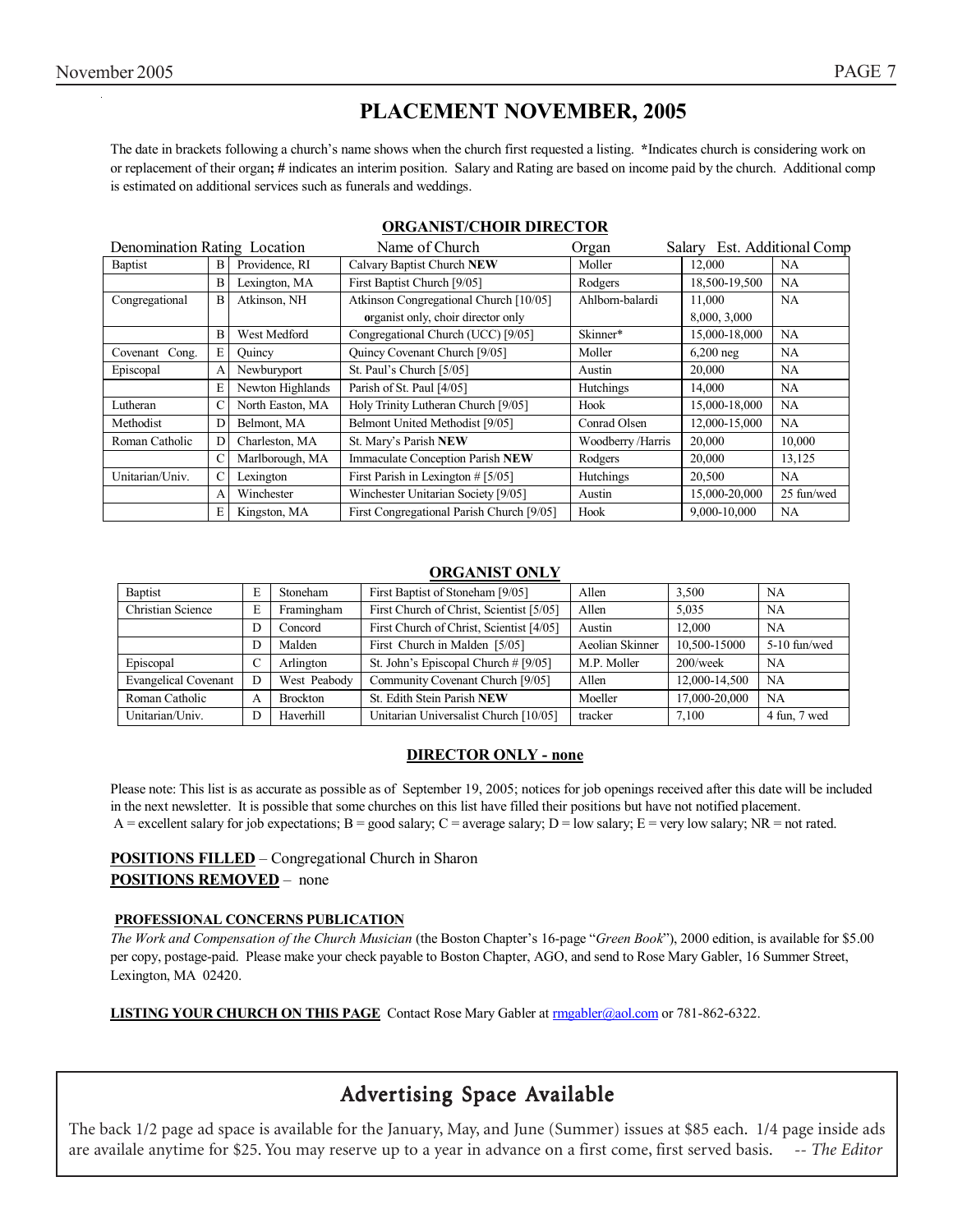# PLACEMENT NOVEMBER, 2005

The date in brackets following a church's name shows when the church first requested a listing. **\***Indicates church is considering work on or replacement of their organ**; #** indicates an interim position. Salary and Rating are based on income paid by the church. Additional comp is estimated on additional services such as funerals and weddings.

## ORGANIST/CHOIR DIRECTOR

| Denomination | Rating | Location | Name of Church | Organ | Salary | Est. Additional Comp |
|---|---|---|---|---|---|---|
| Baptist | B | Providence, RI | Calvary Baptist Church **NEW** | Moller | 12,000 | NA |
| | B | Lexington, MA | First Baptist Church [9/05] | Rodgers | 18,500-19,500 | NA |
| Congregational | B | Atkinson, NH | Atkinson Congregational Church [10/05] **o**rganist only, choir director only | Ahlborn-balardi | 11,000 8,000, 3,000 | NA |
| | B | West Medford | Congregational Church (UCC) [9/05] | Skinner* | 15,000-18,000 | NA |
| Covenant Cong. | E | Quincy | Quincy Covenant Church [9/05] | Moller | 6,200 neg | NA |
| Episcopal | A | Newburyport | St. Paul's Church [5/05] | Austin | 20,000 | NA |
| | E | Newton Highlands | Parish of St. Paul [4/05] | Hutchings | 14,000 | NA |
| Lutheran | C | North Easton, MA | Holy Trinity Lutheran Church [9/05] | Hook | 15,000-18,000 | NA |
| Methodist | D | Belmont, MA | Belmont United Methodist [9/05] | Conrad Olsen | 12,000-15,000 | NA |
| Roman Catholic | D | Charleston, MA | St. Mary's Parish **NEW** | Woodberry /Harris | 20,000 | 10,000 |
| | C | Marlborough, MA | Immaculate Conception Parish **NEW** | Rodgers | 20,000 | 13,125 |
| Unitarian/Univ. | C | Lexington | First Parish in Lexington # [5/05] | Hutchings | 20,500 | NA |
| | A | Winchester | Winchester Unitarian Society [9/05] | Austin | 15,000-20,000 | 25 fun/wed |
| | E | Kingston, MA | First Congregational Parish Church [9/05] | Hook | 9,000-10,000 | NA |

## ORGANIST ONLY

| Denomination | Rating | Location | Name of Church | Organ | Salary | Est. Additional Comp |
|---|---|---|---|---|---|---|
| Baptist | E | Stoneham | First Baptist of Stoneham [9/05] | Allen | 3,500 | NA |
| Christian Science | E | Framingham | First Church of Christ, Scientist [5/05] | Allen | 5,035 | NA |
| | D | Concord | First Church of Christ, Scientist [4/05] | Austin | 12,000 | NA |
| | D | Malden | First Church in Malden [5/05] | Aeolian Skinner | 10,500-15000 | 5-10 fun/wed |
| Episcopal | C | Arlington | St. John's Episcopal Church # [9/05] | M.P. Moller | 200/week | NA |
| Evangelical Covenant | D | West Peabody | Community Covenant Church [9/05] | Allen | 12,000-14,500 | NA |
| Roman Catholic | A | Brockton | St. Edith Stein Parish **NEW** | Moeller | 17,000-20,000 | NA |
| Unitarian/Univ. | D | Haverhill | Unitarian Universalist Church [10/05] | tracker | 7,100 | 4 fun, 7 wed |

## DIRECTOR ONLY - none

Please note: This list is as accurate as possible as of September 19, 2005; notices for job openings received after this date will be included in the next newsletter. It is possible that some churches on this list have filled their positions but have not notified placement.
A = excellent salary for job expectations; B = good salary; C = average salary; D = low salary; E = very low salary; NR = not rated.

**POSITIONS FILLED** – Congregational Church in Sharon
**POSITIONS REMOVED** – none

**PROFESSIONAL CONCERNS PUBLICATION**
*The Work and Compensation of the Church Musician* (the Boston Chapter's 16-page "*Green Book*"), 2000 edition, is available for $5.00 per copy, postage-paid. Please make your check payable to Boston Chapter, AGO, and send to Rose Mary Gabler, 16 Summer Street, Lexington, MA 02420.

**LISTING YOUR CHURCH ON THIS PAGE** Contact Rose Mary Gabler at rmgabler@aol.com or 781-862-6322.

## Advertising Space Available

The back 1/2 page ad space is available for the January, May, and June (Summer) issues at $85 each. 1/4 page inside ads are availale anytime for $25. You may reserve up to a year in advance on a first come, first served basis. *-- The Editor*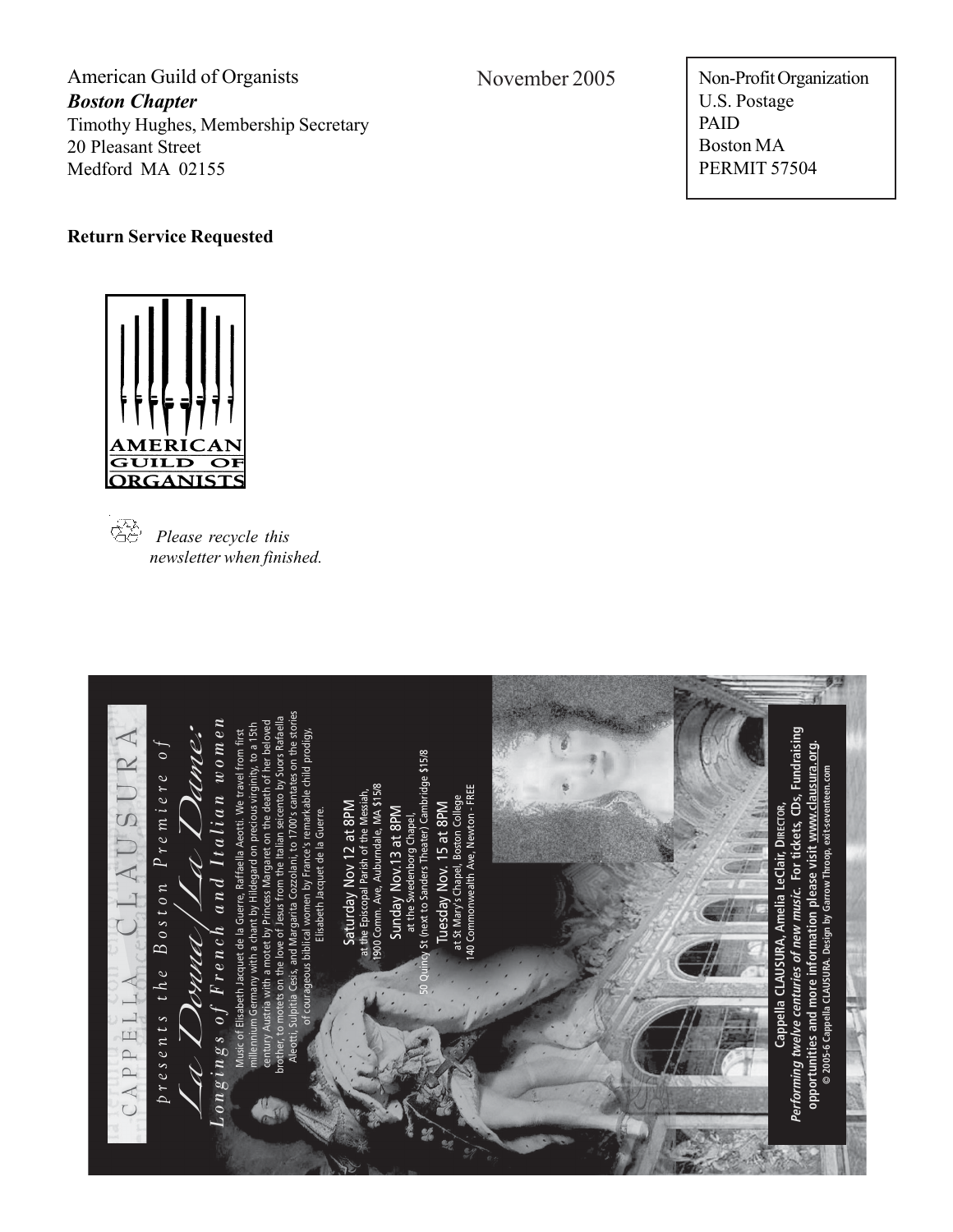American Guild of Organists

***Boston Chapter***

Timothy Hughes, Membership Secretary
20 Pleasant Street
Medford MA 02155

November 2005

Non-Profit Organization
U.S. Postage
PAID
Boston MA
PERMIT 57504

**Return Service Requested**

AMERICAN GUILD OF ORGANISTS

*Please recycle this newsletter when finished.*

CAPPELLA CLAUSURA

*presents the Boston Premiere of*

*La Donna/La Dame:*

***Longings of French and Italian women***

Music of Elisabeth Jacquet de la Guerre, Raffaella Aeotti. We travel from first millennium Germany with a chant by Hildegard on precious virginity, to a 15th century Austria with a motet by Princess Margaret on the death of her beloved brother, to motets on the love of Jesus from the Italian seicento by Suors Rafaella Aleotti, Sulpitia Cesis, and Margarita Cozzolani, to 1700's cantates on the stories of courageous biblical women by France's remarkable child prodigy, Elisabeth Jacquet de la Guerre.

Saturday Nov 12 at 8PM
at the Episcopal Parish of the Messiah,
1900 Comm. Ave., Auburndale, MA $15/8

Sunday Nov.13 at 8PM
at the Swedenborg Chapel,
50 Quincy St (next to Sanders Theater) Cambridge $15/8

Tuesday Nov. 15 at 8PM
at St Mary's Chapel, Boston College
140 Commonwealth Ave, Newton - FREE

**Cappella CLAUSURA, Amelia LeClair, Director,**
***Performing twelve centuries of new music.*** **For tickets, CDs, Fundraising opportunities and more information please visit www.clausura.org.**
© 2005-6 Cappella CLAUSURA. Design by Garrow Throop, exit-seventeen.com